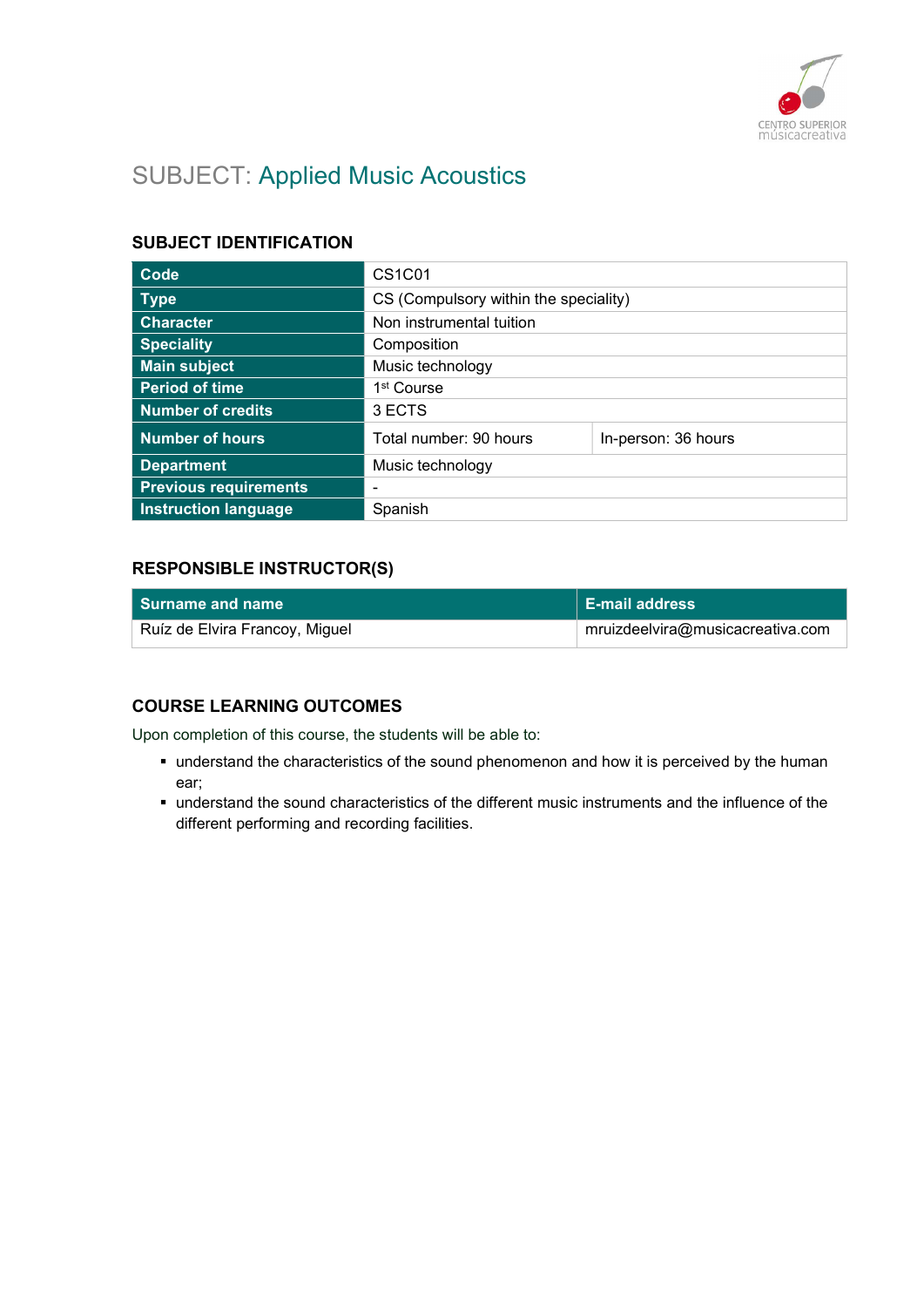# SUBJECT: Applied Music Acoustics

## SUBJECT IDENTIFICATION

| | | |
|---|---|---|
| **Code** | CS1C01 | |
| **Type** | CS (Compulsory within the speciality) | |
| **Character** | Non instrumental tuition | |
| **Speciality** | Composition | |
| **Main subject** | Music technology | |
| **Period of time** | 1st Course | |
| **Number of credits** | 3 ECTS | |
| **Number of hours** | Total number: 90 hours | In-person: 36 hours |
| **Department** | Music technology | |
| **Previous requirements** | - | |
| **Instruction language** | Spanish | |

## RESPONSIBLE INSTRUCTOR(S)

| Surname and name | E-mail address |
|---|---|
| Ruíz de Elvira Francoy, Miguel | mruizdeelvira@musicacreativa.com |

## COURSE LEARNING OUTCOMES

Upon completion of this course, the students will be able to:

- understand the characteristics of the sound phenomenon and how it is perceived by the human ear;
- understand the sound characteristics of the different music instruments and the influence of the different performing and recording facilities.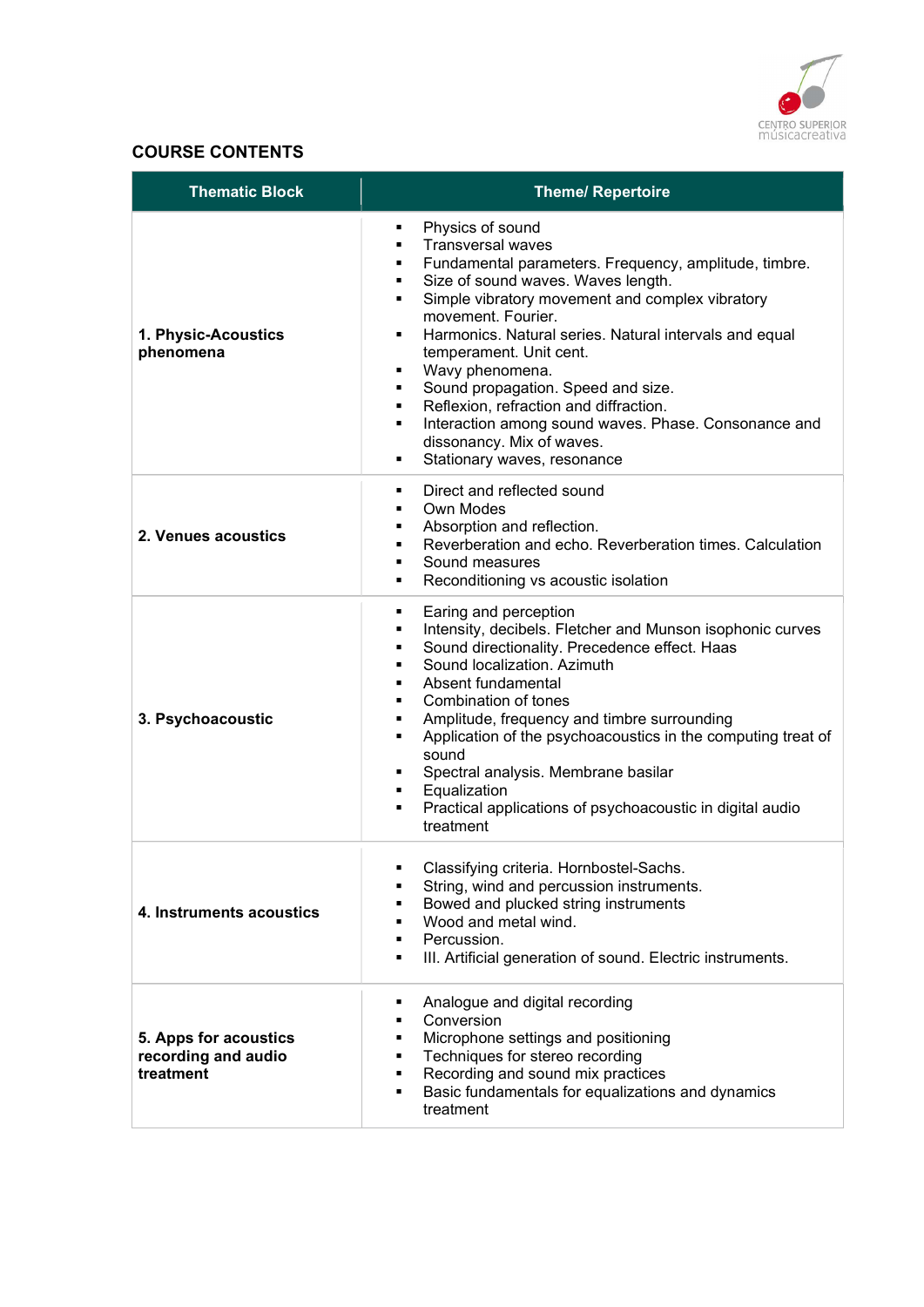## COURSE CONTENTS

| Thematic Block | Theme/ Repertoire |
|---|---|
| **1. Physic-Acoustics phenomena** | ▪ Physics of sound<br>▪ Transversal waves<br>▪ Fundamental parameters. Frequency, amplitude, timbre.<br>▪ Size of sound waves. Waves length.<br>▪ Simple vibratory movement and complex vibratory movement. Fourier.<br>▪ Harmonics. Natural series. Natural intervals and equal temperament. Unit cent.<br>▪ Wavy phenomena.<br>▪ Sound propagation. Speed and size.<br>▪ Reflexion, refraction and diffraction.<br>▪ Interaction among sound waves. Phase. Consonance and dissonancy. Mix of waves.<br>▪ Stationary waves, resonance |
| **2. Venues acoustics** | ▪ Direct and reflected sound<br>▪ Own Modes<br>▪ Absorption and reflection.<br>▪ Reverberation and echo. Reverberation times. Calculation<br>▪ Sound measures<br>▪ Reconditioning vs acoustic isolation |
| **3. Psychoacoustic** | ▪ Earing and perception<br>▪ Intensity, decibels. Fletcher and Munson isophonic curves<br>▪ Sound directionality. Precedence effect. Haas<br>▪ Sound localization. Azimuth<br>▪ Absent fundamental<br>▪ Combination of tones<br>▪ Amplitude, frequency and timbre surrounding<br>▪ Application of the psychoacoustics in the computing treat of sound<br>▪ Spectral analysis. Membrane basilar<br>▪ Equalization<br>▪ Practical applications of psychoacoustic in digital audio treatment |
| **4. Instruments acoustics** | ▪ Classifying criteria. Hornbostel-Sachs.<br>▪ String, wind and percussion instruments.<br>▪ Bowed and plucked string instruments<br>▪ Wood and metal wind.<br>▪ Percussion.<br>▪ III. Artificial generation of sound. Electric instruments. |
| **5. Apps for acoustics recording and audio treatment** | ▪ Analogue and digital recording<br>▪ Conversion<br>▪ Microphone settings and positioning<br>▪ Techniques for stereo recording<br>▪ Recording and sound mix practices<br>▪ Basic fundamentals for equalizations and dynamics treatment |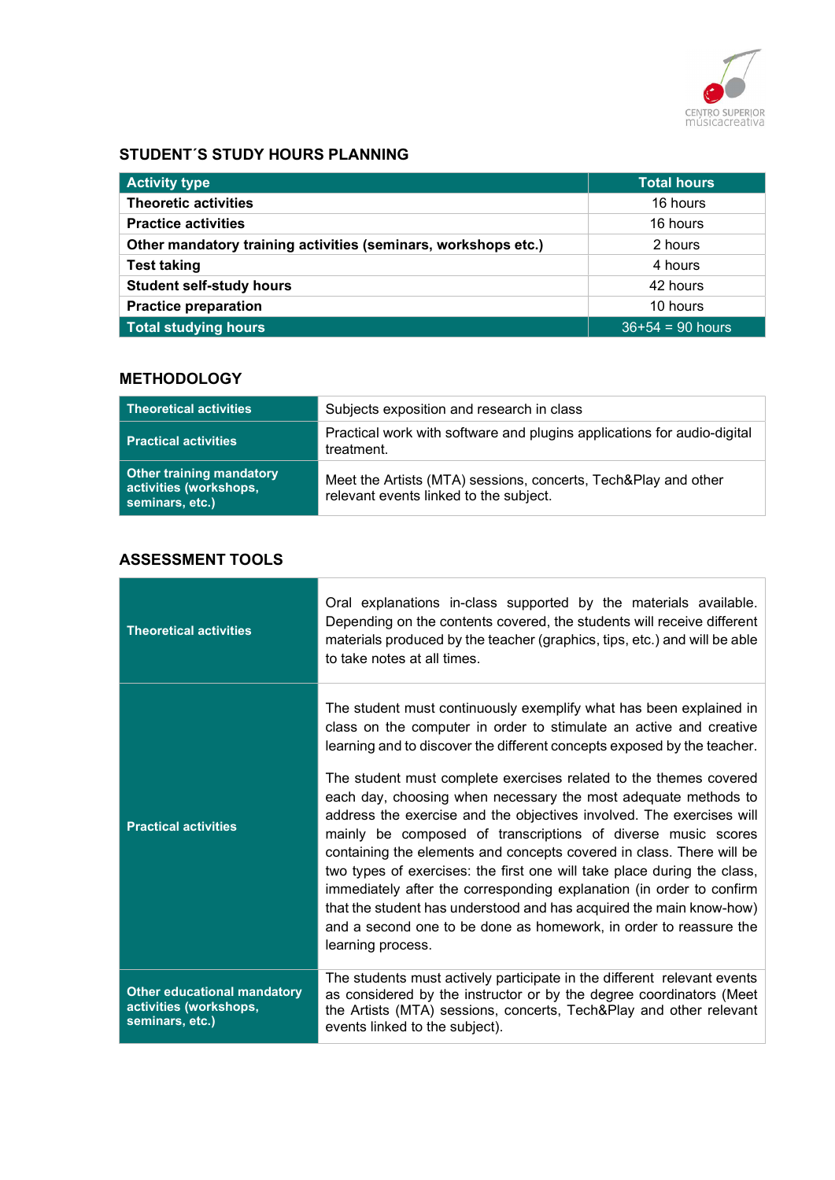## STUDENT´S STUDY HOURS PLANNING

| Activity type | Total hours |
|---|---|
| Theoretic activities | 16 hours |
| Practice activities | 16 hours |
| Other mandatory training activities (seminars, workshops etc.) | 2 hours |
| Test taking | 4 hours |
| Student self-study hours | 42 hours |
| Practice preparation | 10 hours |
| **Total studying hours** | 36+54 = 90 hours |

## METHODOLOGY

| | |
|---|---|
| **Theoretical activities** | Subjects exposition and research in class |
| **Practical activities** | Practical work with software and plugins applications for audio-digital treatment. |
| **Other training mandatory activities (workshops, seminars, etc.)** | Meet the Artists (MTA) sessions, concerts, Tech&Play and other relevant events linked to the subject. |

## ASSESSMENT TOOLS

| | |
|---|---|
| **Theoretical activities** | Oral explanations in-class supported by the materials available. Depending on the contents covered, the students will receive different materials produced by the teacher (graphics, tips, etc.) and will be able to take notes at all times. |
| **Practical activities** | The student must continuously exemplify what has been explained in class on the computer in order to stimulate an active and creative learning and to discover the different concepts exposed by the teacher.<br><br>The student must complete exercises related to the themes covered each day, choosing when necessary the most adequate methods to address the exercise and the objectives involved. The exercises will mainly be composed of transcriptions of diverse music scores containing the elements and concepts covered in class. There will be two types of exercises: the first one will take place during the class, immediately after the corresponding explanation (in order to confirm that the student has understood and has acquired the main know-how) and a second one to be done as homework, in order to reassure the learning process. |
| **Other educational mandatory activities (workshops, seminars, etc.)** | The students must actively participate in the different relevant events as considered by the instructor or by the degree coordinators (Meet the Artists (MTA) sessions, concerts, Tech&Play and other relevant events linked to the subject). |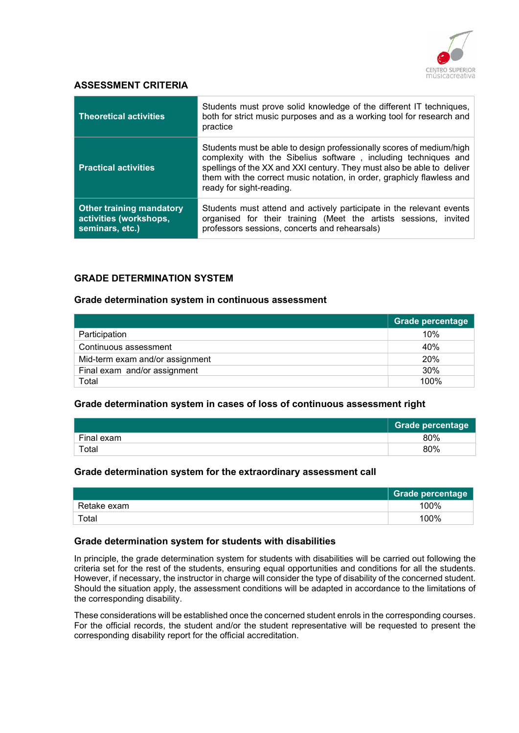## ASSESSMENT CRITERIA

| | |
|---|---|
| **Theoretical activities** | Students must prove solid knowledge of the different IT techniques, both for strict music purposes and as a working tool for research and practice |
| **Practical activities** | Students must be able to design professionally scores of medium/high complexity with the Sibelius software , including techniques and spellings of the XX and XXI century. They must also be able to deliver them with the correct music notation, in order, graphicly flawless and ready for sight-reading. |
| **Other training mandatory activities (workshops, seminars, etc.)** | Students must attend and actively participate in the relevant events organised for their training (Meet the artists sessions, invited professors sessions, concerts and rehearsals) |

## GRADE DETERMINATION SYSTEM

### Grade determination system in continuous assessment

| | Grade percentage |
|---|---|
| Participation | 10% |
| Continuous assessment | 40% |
| Mid-term exam and/or assignment | 20% |
| Final exam and/or assignment | 30% |
| Total | 100% |

### Grade determination system in cases of loss of continuous assessment right

| | Grade percentage |
|---|---|
| Final exam | 80% |
| Total | 80% |

### Grade determination system for the extraordinary assessment call

| | Grade percentage |
|---|---|
| Retake exam | 100% |
| Total | 100% |

### Grade determination system for students with disabilities

In principle, the grade determination system for students with disabilities will be carried out following the criteria set for the rest of the students, ensuring equal opportunities and conditions for all the students. However, if necessary, the instructor in charge will consider the type of disability of the concerned student. Should the situation apply, the assessment conditions will be adapted in accordance to the limitations of the corresponding disability.

These considerations will be established once the concerned student enrols in the corresponding courses. For the official records, the student and/or the student representative will be requested to present the corresponding disability report for the official accreditation.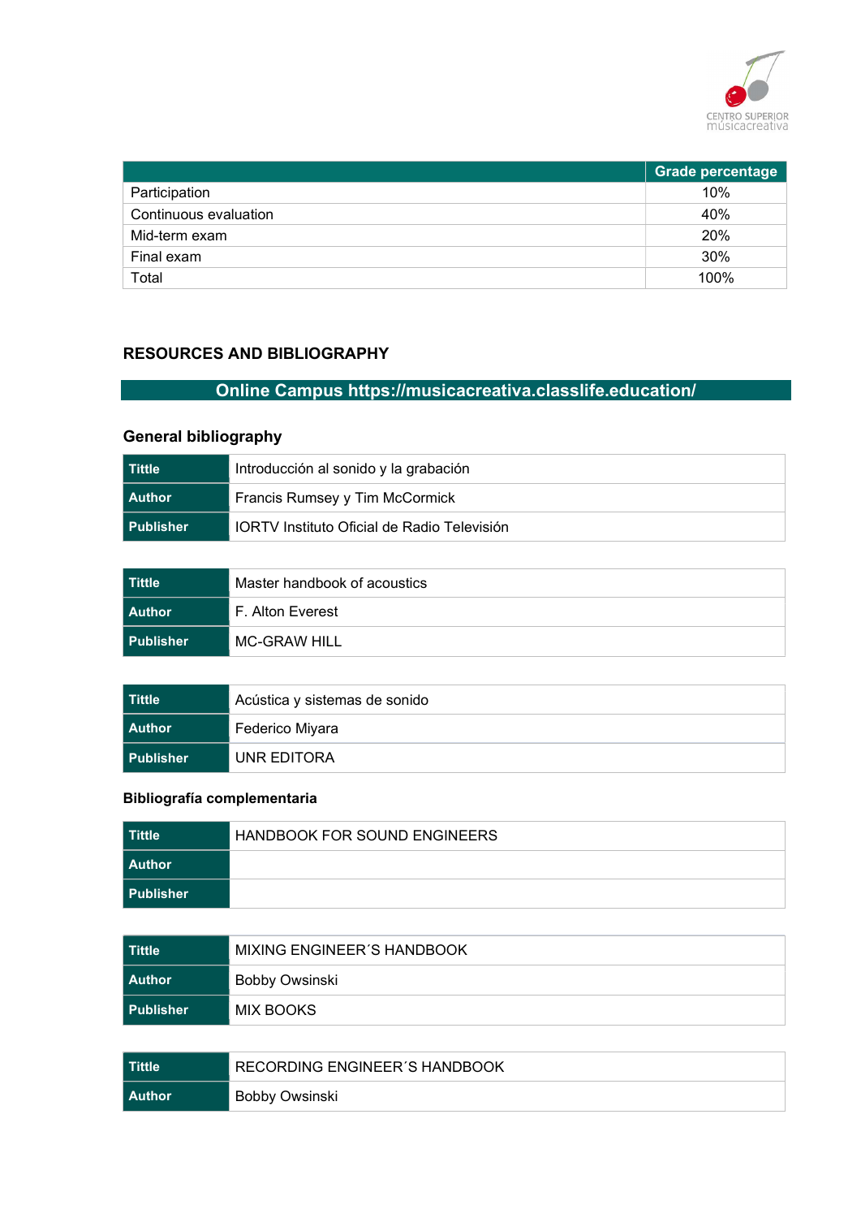| | Grade percentage |
|---|---|
| Participation | 10% |
| Continuous evaluation | 40% |
| Mid-term exam | 20% |
| Final exam | 30% |
| Total | 100% |

## RESOURCES AND BIBLIOGRAPHY

**Online Campus https://musicacreativa.classlife.education/**

### General bibliography

| | |
|---|---|
| **Tittle** | Introducción al sonido y la grabación |
| **Author** | Francis Rumsey y Tim McCormick |
| **Publisher** | IORTV Instituto Oficial de Radio Televisión |

| | |
|---|---|
| **Tittle** | Master handbook of acoustics |
| **Author** | F. Alton Everest |
| **Publisher** | MC-GRAW HILL |

| | |
|---|---|
| **Tittle** | Acústica y sistemas de sonido |
| **Author** | Federico Miyara |
| **Publisher** | UNR EDITORA |

### Bibliografía complementaria

| | |
|---|---|
| **Tittle** | HANDBOOK FOR SOUND ENGINEERS |
| **Author** | |
| **Publisher** | |

| | |
|---|---|
| **Tittle** | MIXING ENGINEER´S HANDBOOK |
| **Author** | Bobby Owsinski |
| **Publisher** | MIX BOOKS |

| | |
|---|---|
| **Tittle** | RECORDING ENGINEER´S HANDBOOK |
| **Author** | Bobby Owsinski |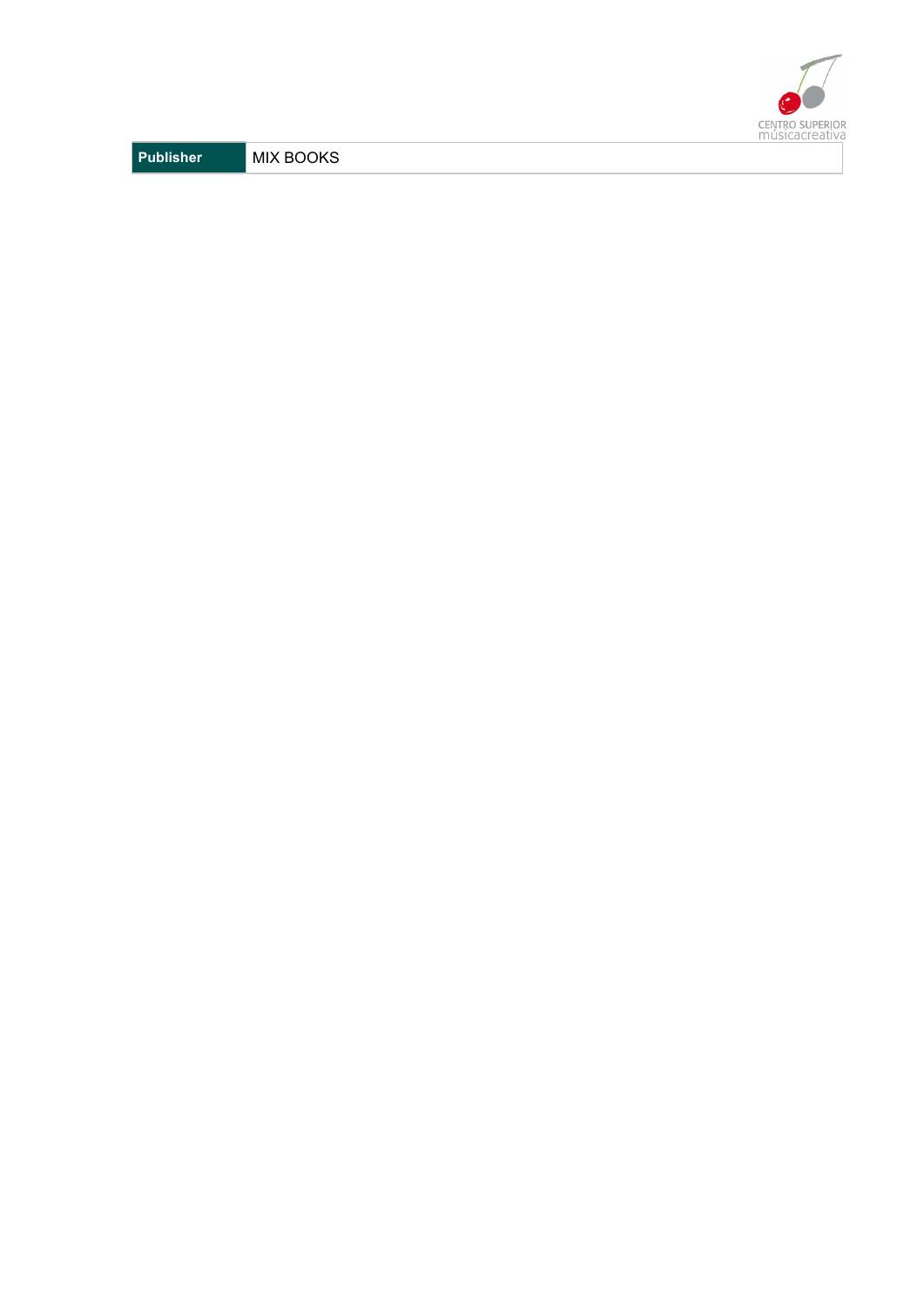| | |
|---|---|
| **Publisher** | MIX BOOKS |